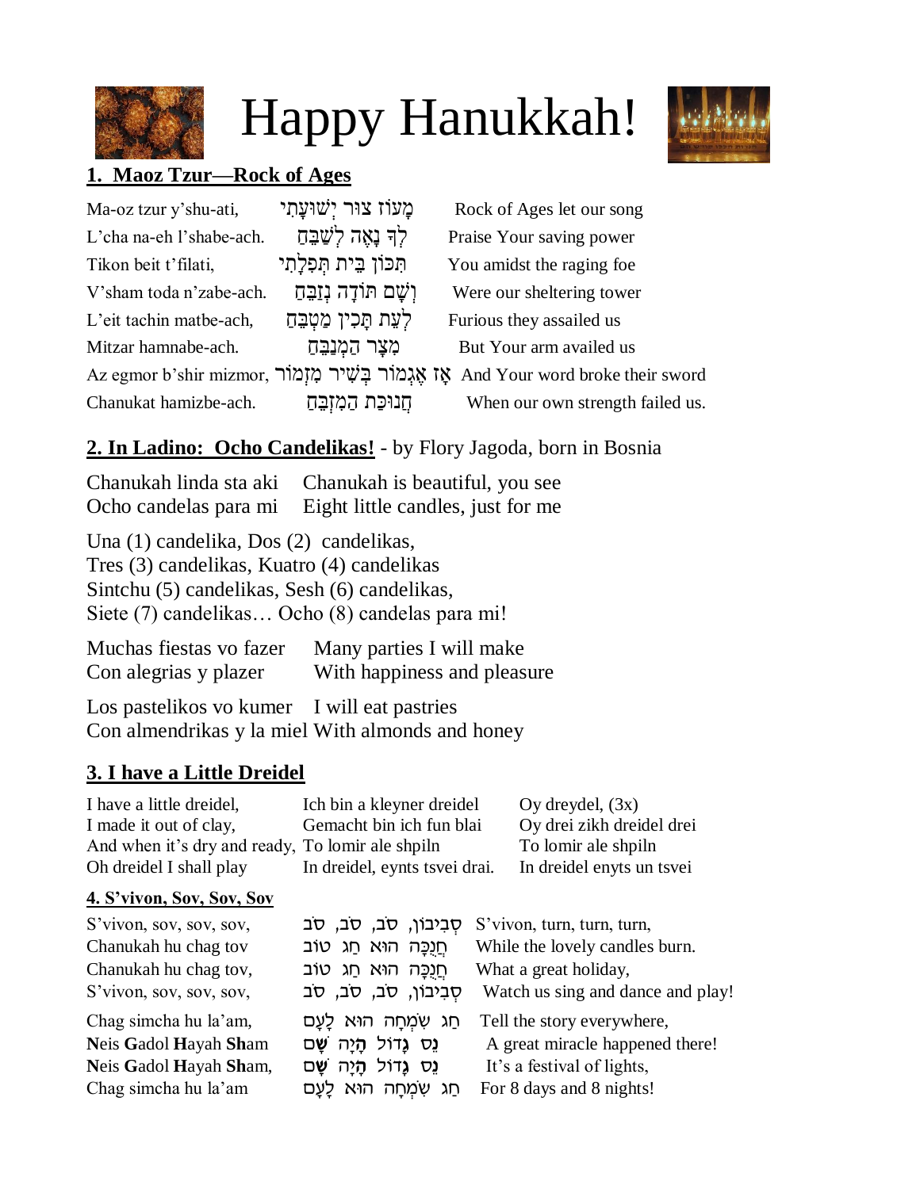# Happy Hanukkah!

## 1. Maoz Tzur—Rock of Ages

| | | |
|---|---|---|
| Ma-oz tzur y'shu-ati, | מָעוֹז צוּר יְשׁוּעָתִי | Rock of Ages let our song |
| L'cha na-eh l'shabe-ach. | לְךָ נָאֶה לְשַׁבֵּחַ | Praise Your saving power |
| Tikon beit t'filati, | תִּכּוֹן בֵּית תְּפִלָּתִי | You amidst the raging foe |
| V'sham toda n'zabe-ach. | וְשָׁם תּוֹדָה נְזַבֵּחַ | Were our sheltering tower |
| L'eit tachin matbe-ach, | לְעֵת תָּכִין מַטְבֵּחַ | Furious they assailed us |
| Mitzar hamnabe-ach. | מִצָּר הַמְנַבֵּחַ | But Your arm availed us |
| Az egmor b'shir mizmor, | אָז אֶגְמוֹר בְּשִׁיר מִזְמוֹר | And Your word broke their sword |
| Chanukat hamizbe-ach. | חֲנוּכַּת הַמִּזְבֵּחַ | When our own strength failed us. |

## 2. In Ladino: Ocho Candelikas! - by Flory Jagoda, born in Bosnia

Chanukah linda sta aki — Chanukah is beautiful, you see
Ocho candelas para mi — Eight little candles, just for me

Una (1) candelika, Dos (2) candelikas,
Tres (3) candelikas, Kuatro (4) candelikas
Sintchu (5) candelikas, Sesh (6) candelikas,
Siete (7) candelikas… Ocho (8) candelas para mi!

Muchas fiestas vo fazer — Many parties I will make
Con alegrias y plazer — With happiness and pleasure

Los pastelikos vo kumer — I will eat pastries
Con almendrikas y la miel — With almonds and honey

## 3. I have a Little Dreidel

| | | |
|---|---|---|
| I have a little dreidel, | Ich bin a kleyner dreidel | Oy dreydel, (3x) |
| I made it out of clay, | Gemacht bin ich fun blai | Oy drei zikh dreidel drei |
| And when it's dry and ready, | To lomir ale shpiln | To lomir ale shpiln |
| Oh dreidel I shall play | In dreidel, eynts tsvei drai. | In dreidel enyts un tsvei |

## 4. S'vivon, Sov, Sov, Sov

| | | |
|---|---|---|
| S'vivon, sov, sov, sov, | סְבִיבוֹן, סֹב, סֹב, סֹב | S'vivon, turn, turn, turn, |
| Chanukah hu chag tov | חֲנֻכָּה הוּא חַג טוֹב | While the lovely candles burn. |
| Chanukah hu chag tov, | חֲנֻכָּה הוּא חַג טוֹב | What a great holiday, |
| S'vivon, sov, sov, sov, | סְבִיבוֹן, סֹב, סֹב, סֹב | Watch us sing and dance and play! |
| Chag simcha hu la'am, | חַג שִׂמְחָה הוּא לָעָם | Tell the story everywhere, |
| **N**eis **G**adol **H**ayah **Sh**am | נֵס גָּדוֹל הָיָה שָׁם | A great miracle happened there! |
| **N**eis **G**adol **H**ayah **Sh**am, | נֵס גָּדוֹל הָיָה שָׁם | It's a festival of lights, |
| Chag simcha hu la'am | חַג שִׂמְחָה הוּא לָעָם | For 8 days and 8 nights! |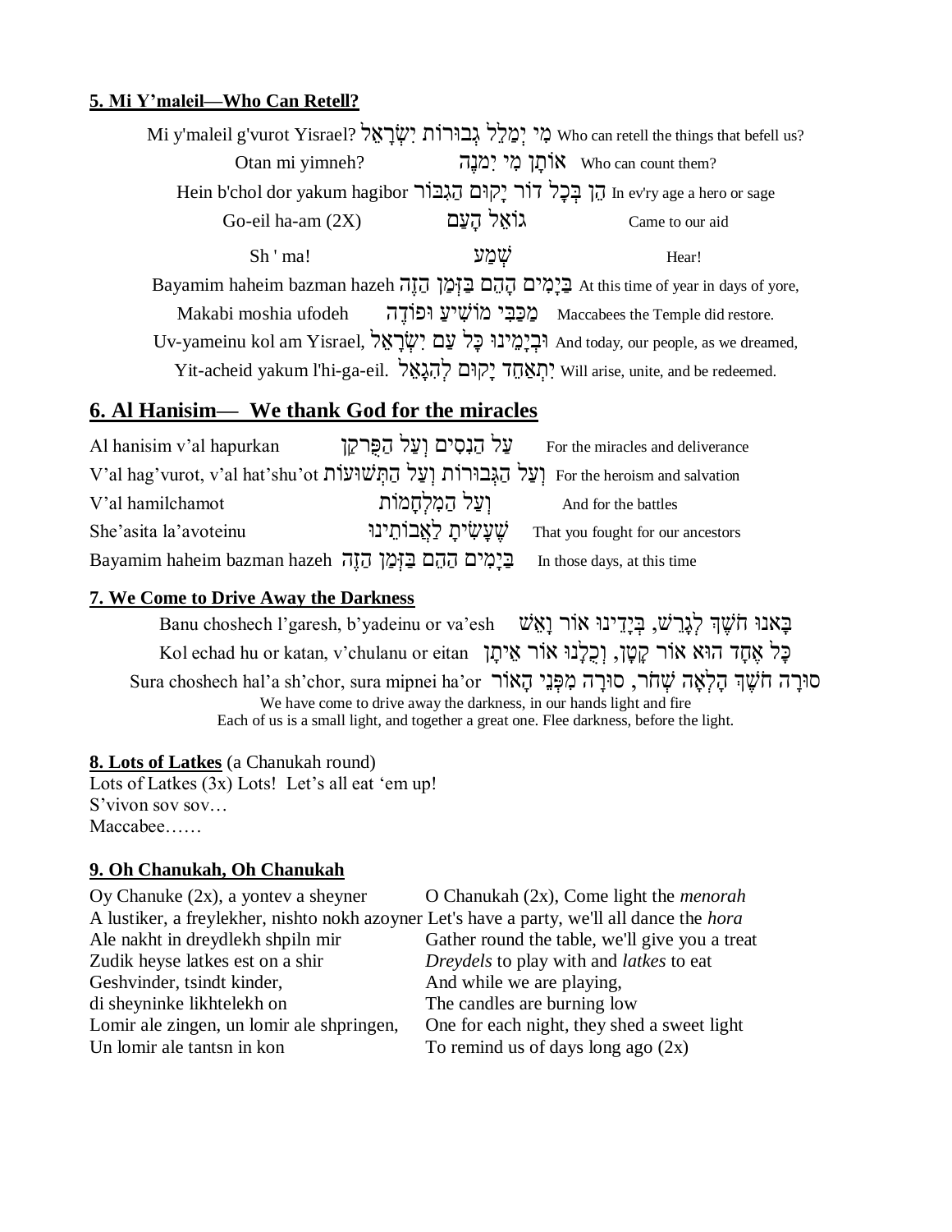**5. Mi Y'maleil—Who Can Retell?**

Mi y'maleil g'vurot Yisrael? מִי יְמַלֵּל גְּבוּרוֹת יִשְׂרָאֵל Who can retell the things that befell us?

Otan mi yimneh? אוֹתָן מִי יִמְנֶה Who can count them?

Hein b'chol dor yakum hagibor הֵן בְּכָל דּוֹר יָקוּם הַגִּבּוֹר In ev'ry age a hero or sage

Go-eil ha-am (2X) גּוֹאֵל הָעָם Came to our aid

Sh ' ma! שְׁמַע Hear!

Bayamim haheim bazman hazeh בַּיָּמִים הָהֵם בַּזְּמַן הַזֶּה At this time of year in days of yore,

Makabi moshia ufodeh מַכַּבִּי מוֹשִׁיעַ וּפוֹדֶה Maccabees the Temple did restore.

Uv-yameinu kol am Yisrael, וּבְיָמֵינוּ כָּל עַם יִשְׂרָאֵל And today, our people, as we dreamed,

Yit-acheid yakum l'hi-ga-eil. יִתְאַחֵד יָקוּם לְהִגָּאֵל Will arise, unite, and be redeemed.

## 6. Al Hanisim— We thank God for the miracles

| | | |
|---|---|---|
| Al hanisim v'al hapurkan | עַל הַנִּסִּים וְעַל הַפֻּרְקָן | For the miracles and deliverance |
| V'al hag'vurot, v'al hat'shu'ot | וְעַל הַגְּבוּרוֹת וְעַל הַתְּשׁוּעוֹת | For the heroism and salvation |
| V'al hamilchamot | וְעַל הַמִּלְחָמוֹת | And for the battles |
| She'asita la'avoteinu | שֶׁעָשִׂיתָ לַאֲבוֹתֵינוּ | That you fought for our ancestors |
| Bayamim haheim bazman hazeh | בַּיָּמִים הָהֵם בַּזְּמַן הַזֶּה | In those days, at this time |

**7. We Come to Drive Away the Darkness**

Banu choshech l'garesh, b'yadeinu or va'esh בָּאנוּ חֹשֶׁךְ לְגָרֵשׁ, בְּיָדֵינוּ אוֹר וָאֵשׁ

Kol echad hu or katan, v'chulanu or eitan כָּל אֶחָד הוּא אוֹר קָטָן, וְכֻלָּנוּ אוֹר אֵיתָן

Sura choshech hal'a sh'chor, sura mipnei ha'or סוּרָה חֹשֶׁךְ הָלְאָה שְׁחוֹר, סוּרָה מִפְּנֵי הָאוֹר

We have come to drive away the darkness, in our hands light and fire
Each of us is a small light, and together a great one. Flee darkness, before the light.

**8. Lots of Latkes** (a Chanukah round)

Lots of Latkes (3x) Lots! Let's all eat 'em up!
S'vivon sov sov…
Maccabee……

**9. Oh Chanukah, Oh Chanukah**

| | |
|---|---|
| Oy Chanuke (2x), a yontev a sheyner | O Chanukah (2x), Come light the *menorah* |
| A lustiker, a freylekher, nishto nokh azoyner | Let's have a party, we'll all dance the *hora* |
| Ale nakht in dreydlekh shpiln mir | Gather round the table, we'll give you a treat |
| Zudik heyse latkes est on a shir | *Dreydels* to play with and *latkes* to eat |
| Geshvinder, tsindt kinder, | And while we are playing, |
| di sheyninke likhtelekh on | The candles are burning low |
| Lomir ale zingen, un lomir ale shpringen, | One for each night, they shed a sweet light |
| Un lomir ale tantsn in kon | To remind us of days long ago (2x) |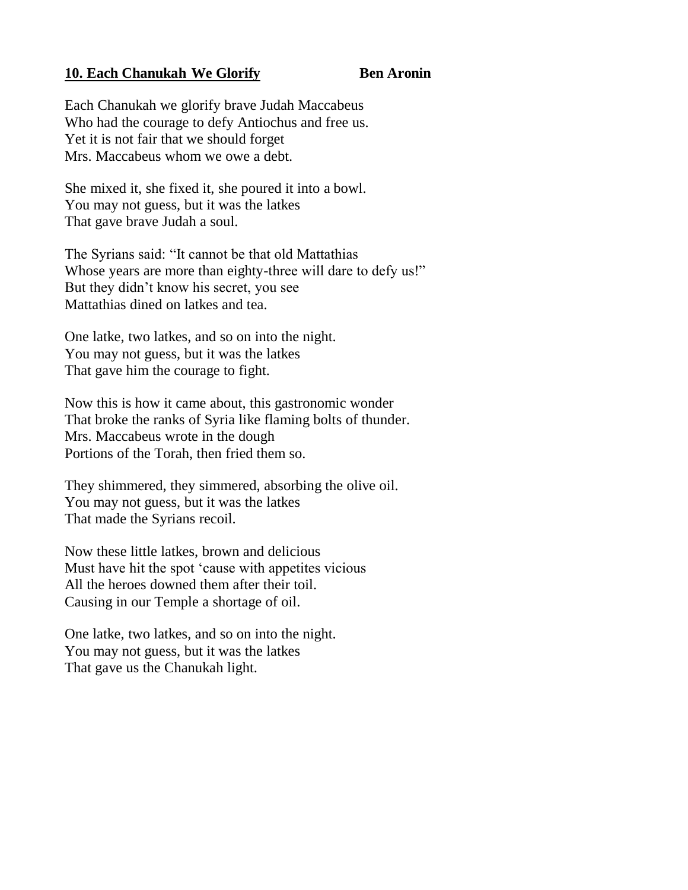**<u>10. Each Chanukah We Glorify</u>** **Ben Aronin**

Each Chanukah we glorify brave Judah Maccabeus
Who had the courage to defy Antiochus and free us.
Yet it is not fair that we should forget
Mrs. Maccabeus whom we owe a debt.

She mixed it, she fixed it, she poured it into a bowl.
You may not guess, but it was the latkes
That gave brave Judah a soul.

The Syrians said: "It cannot be that old Mattathias
Whose years are more than eighty-three will dare to defy us!"
But they didn't know his secret, you see
Mattathias dined on latkes and tea.

One latke, two latkes, and so on into the night.
You may not guess, but it was the latkes
That gave him the courage to fight.

Now this is how it came about, this gastronomic wonder
That broke the ranks of Syria like flaming bolts of thunder.
Mrs. Maccabeus wrote in the dough
Portions of the Torah, then fried them so.

They shimmered, they simmered, absorbing the olive oil.
You may not guess, but it was the latkes
That made the Syrians recoil.

Now these little latkes, brown and delicious
Must have hit the spot 'cause with appetites vicious
All the heroes downed them after their toil.
Causing in our Temple a shortage of oil.

One latke, two latkes, and so on into the night.
You may not guess, but it was the latkes
That gave us the Chanukah light.